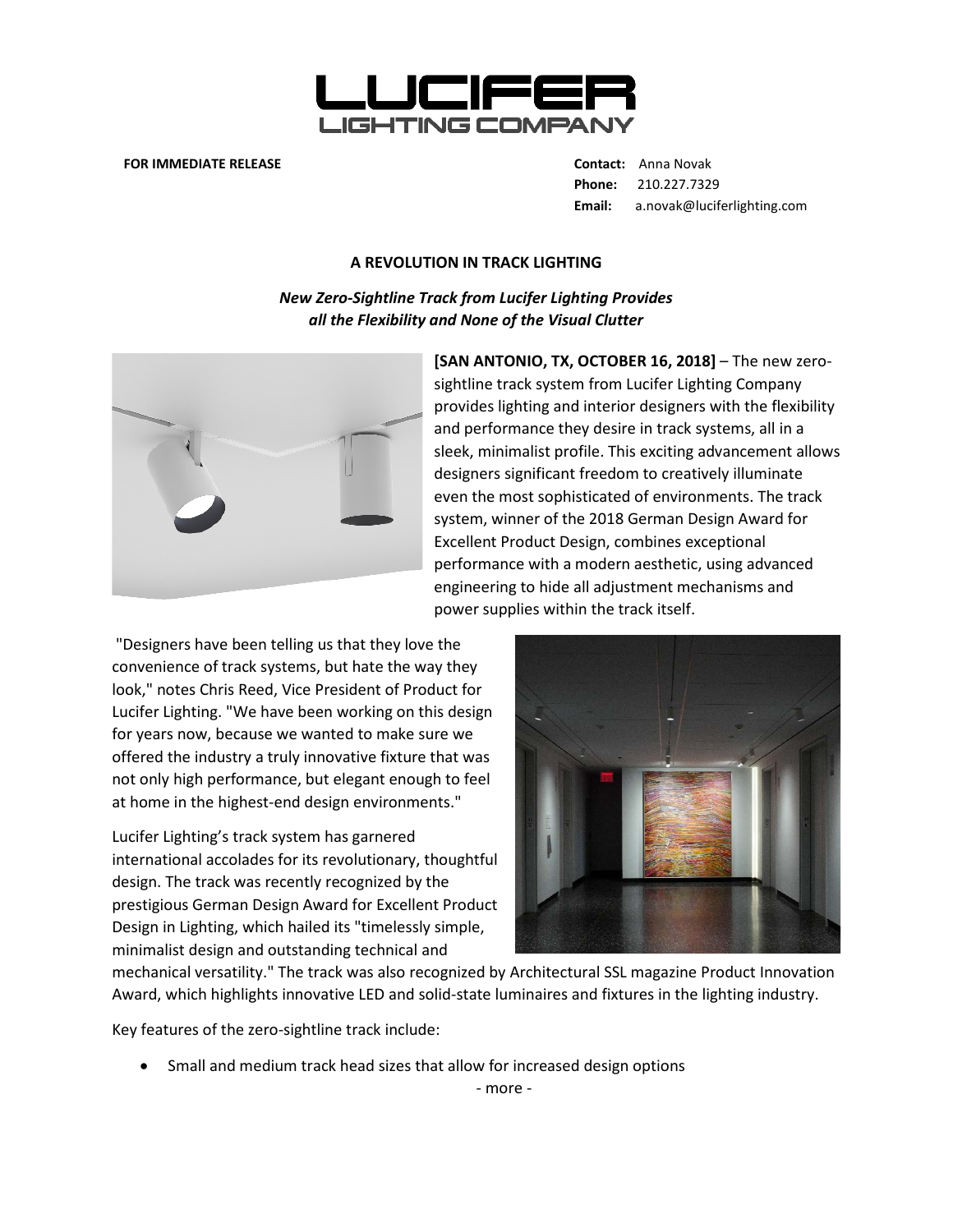LUCIFER LIGHTING COMPANY

**FOR IMMEDIATE RELEASE**

**Contact:** Anna Novak
**Phone:** 210.227.7329
**Email:** a.novak@luciferlighting.com

## A REVOLUTION IN TRACK LIGHTING

***New Zero-Sightline Track from Lucifer Lighting Provides all the Flexibility and None of the Visual Clutter***

**[SAN ANTONIO, TX, OCTOBER 16, 2018]** – The new zero-sightline track system from Lucifer Lighting Company provides lighting and interior designers with the flexibility and performance they desire in track systems, all in a sleek, minimalist profile. This exciting advancement allows designers significant freedom to creatively illuminate even the most sophisticated of environments. The track system, winner of the 2018 German Design Award for Excellent Product Design, combines exceptional performance with a modern aesthetic, using advanced engineering to hide all adjustment mechanisms and power supplies within the track itself.

"Designers have been telling us that they love the convenience of track systems, but hate the way they look," notes Chris Reed, Vice President of Product for Lucifer Lighting. "We have been working on this design for years now, because we wanted to make sure we offered the industry a truly innovative fixture that was not only high performance, but elegant enough to feel at home in the highest-end design environments."

Lucifer Lighting's track system has garnered international accolades for its revolutionary, thoughtful design. The track was recently recognized by the prestigious German Design Award for Excellent Product Design in Lighting, which hailed its "timelessly simple, minimalist design and outstanding technical and mechanical versatility." The track was also recognized by Architectural SSL magazine Product Innovation Award, which highlights innovative LED and solid-state luminaires and fixtures in the lighting industry.

Key features of the zero-sightline track include:

- Small and medium track head sizes that allow for increased design options

- more -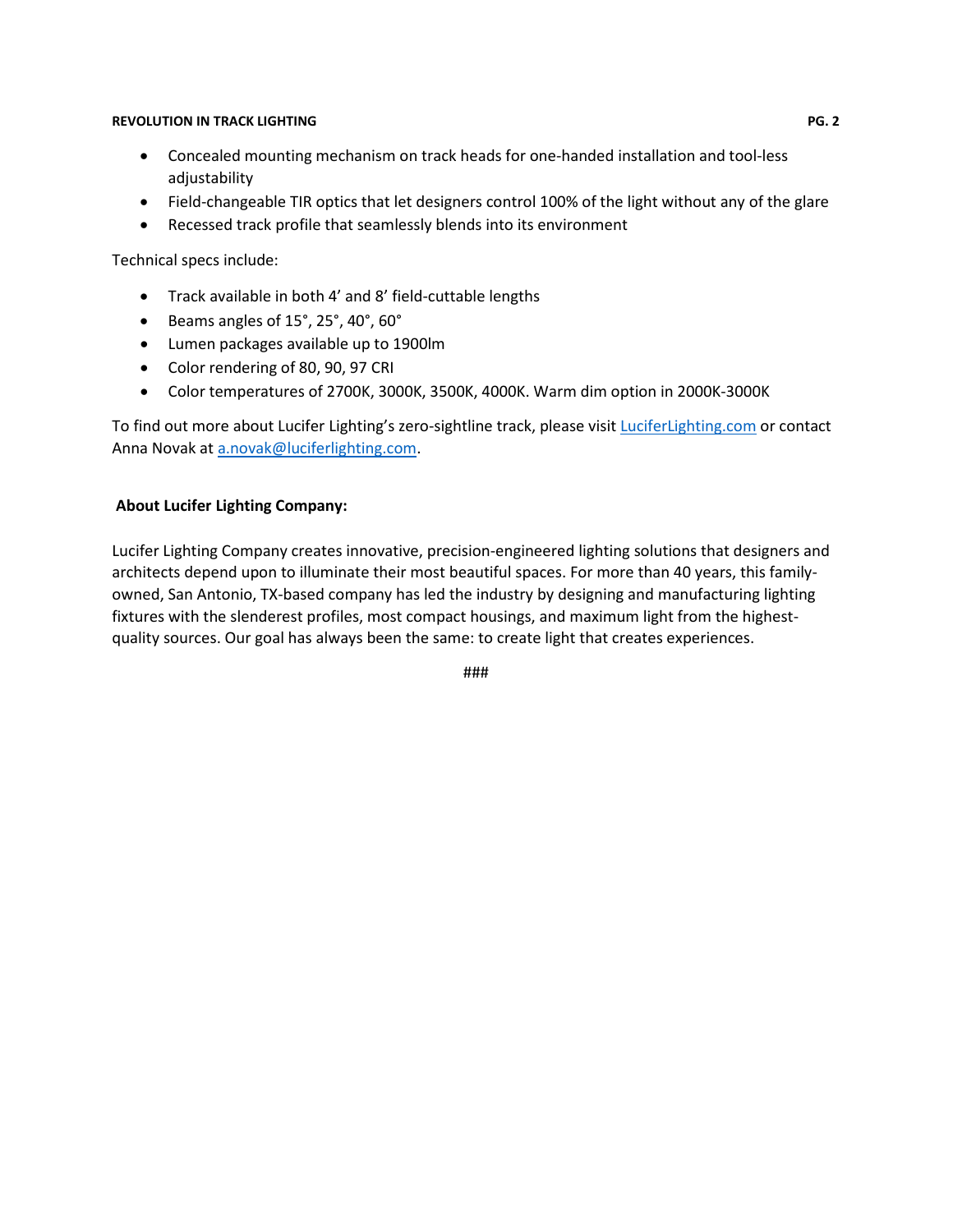- Concealed mounting mechanism on track heads for one-handed installation and tool-less adjustability
- Field-changeable TIR optics that let designers control 100% of the light without any of the glare
- Recessed track profile that seamlessly blends into its environment

Technical specs include:

- Track available in both 4' and 8' field-cuttable lengths
- Beams angles of 15°, 25°, 40°, 60°
- Lumen packages available up to 1900lm
- Color rendering of 80, 90, 97 CRI
- Color temperatures of 2700K, 3000K, 3500K, 4000K. Warm dim option in 2000K-3000K

To find out more about Lucifer Lighting's zero-sightline track, please visit [LuciferLighting.com](LuciferLighting.com) or contact Anna Novak at [a.novak@luciferlighting.com](mailto:a.novak@luciferlighting.com).

**About Lucifer Lighting Company:**

Lucifer Lighting Company creates innovative, precision-engineered lighting solutions that designers and architects depend upon to illuminate their most beautiful spaces. For more than 40 years, this family-owned, San Antonio, TX-based company has led the industry by designing and manufacturing lighting fixtures with the slenderest profiles, most compact housings, and maximum light from the highest-quality sources. Our goal has always been the same: to create light that creates experiences.

###